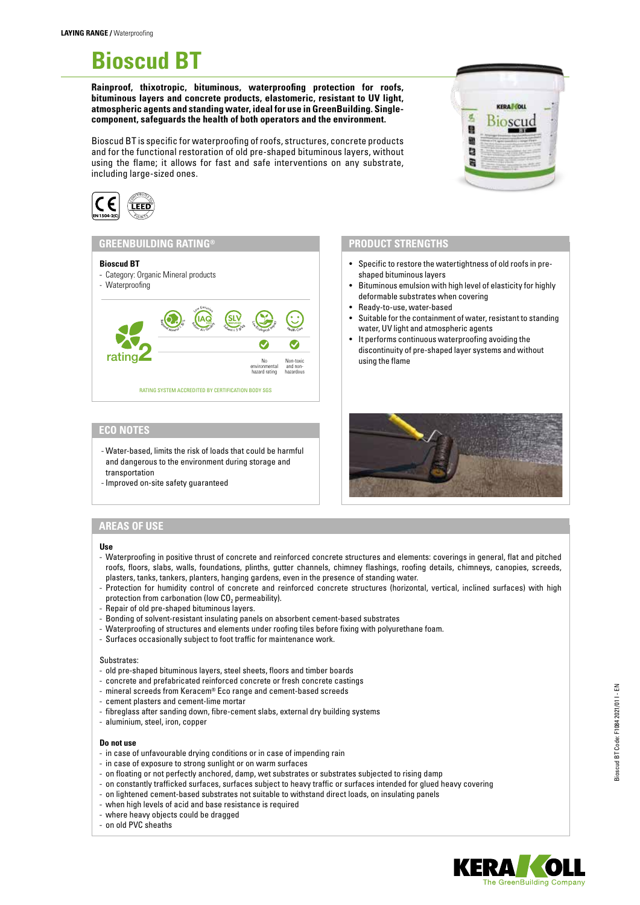LAYING RANGE / Waterproofing

# Bioscud BT

**Rainproof, thixotropic, bituminous, waterproofing protection for roofs, bituminous layers and concrete products, elastomeric, resistant to UV light, atmospheric agents and standing water, ideal for use in GreenBuilding. Single-component, safeguards the health of both operators and the environment.**

Bioscud BT is specific for waterproofing of roofs, structures, concrete products and for the functional restoration of old pre-shaped bituminous layers, without using the flame; it allows for fast and safe interventions on any substrate, including large-sized ones.

EN 1504-2(C)

## GREENBUILDING RATING®

**Bioscud BT**
- Category: Organic Mineral products
- Waterproofing

rating 2

No environmental hazard rating — Non-toxic and non-hazardous

RATING SYSTEM ACCREDITED BY CERTIFICATION BODY SGS

## PRODUCT STRENGTHS

- Specific to restore the watertightness of old roofs in pre-shaped bituminous layers
- Bituminous emulsion with high level of elasticity for highly deformable substrates when covering
- Ready-to-use, water-based
- Suitable for the containment of water, resistant to standing water, UV light and atmospheric agents
- It performs continuous waterproofing avoiding the discontinuity of pre-shaped layer systems and without using the flame

## ECO NOTES

- Water-based, limits the risk of loads that could be harmful and dangerous to the environment during storage and transportation
- Improved on-site safety guaranteed

## AREAS OF USE

**Use**
- Waterproofing in positive thrust of concrete and reinforced concrete structures and elements: coverings in general, flat and pitched roofs, floors, slabs, walls, foundations, plinths, gutter channels, chimney flashings, roofing details, chimneys, canopies, screeds, plasters, tanks, tankers, planters, hanging gardens, even in the presence of standing water.
- Protection for humidity control of concrete and reinforced concrete structures (horizontal, vertical, inclined surfaces) with high protection from carbonation (low $CO_2$ permeability).
- Repair of old pre-shaped bituminous layers.
- Bonding of solvent-resistant insulating panels on absorbent cement-based substrates
- Waterproofing of structures and elements under roofing tiles before fixing with polyurethane foam.
- Surfaces occasionally subject to foot traffic for maintenance work.

Substrates:
- old pre-shaped bituminous layers, steel sheets, floors and timber boards
- concrete and prefabricated reinforced concrete or fresh concrete castings
- mineral screeds from Keracem® Eco range and cement-based screeds
- cement plasters and cement-lime mortar
- fibreglass after sanding down, fibre-cement slabs, external dry building systems
- aluminium, steel, iron, copper

**Do not use**
- in case of unfavourable drying conditions or in case of impending rain
- in case of exposure to strong sunlight or on warm surfaces
- on floating or not perfectly anchored, damp, wet substrates or substrates subjected to rising damp
- on constantly trafficked surfaces, surfaces subject to heavy traffic or surfaces intended for glued heavy covering
- on lightened cement-based substrates not suitable to withstand direct loads, on insulating panels
- when high levels of acid and base resistance is required
- where heavy objects could be dragged
- on old PVC sheaths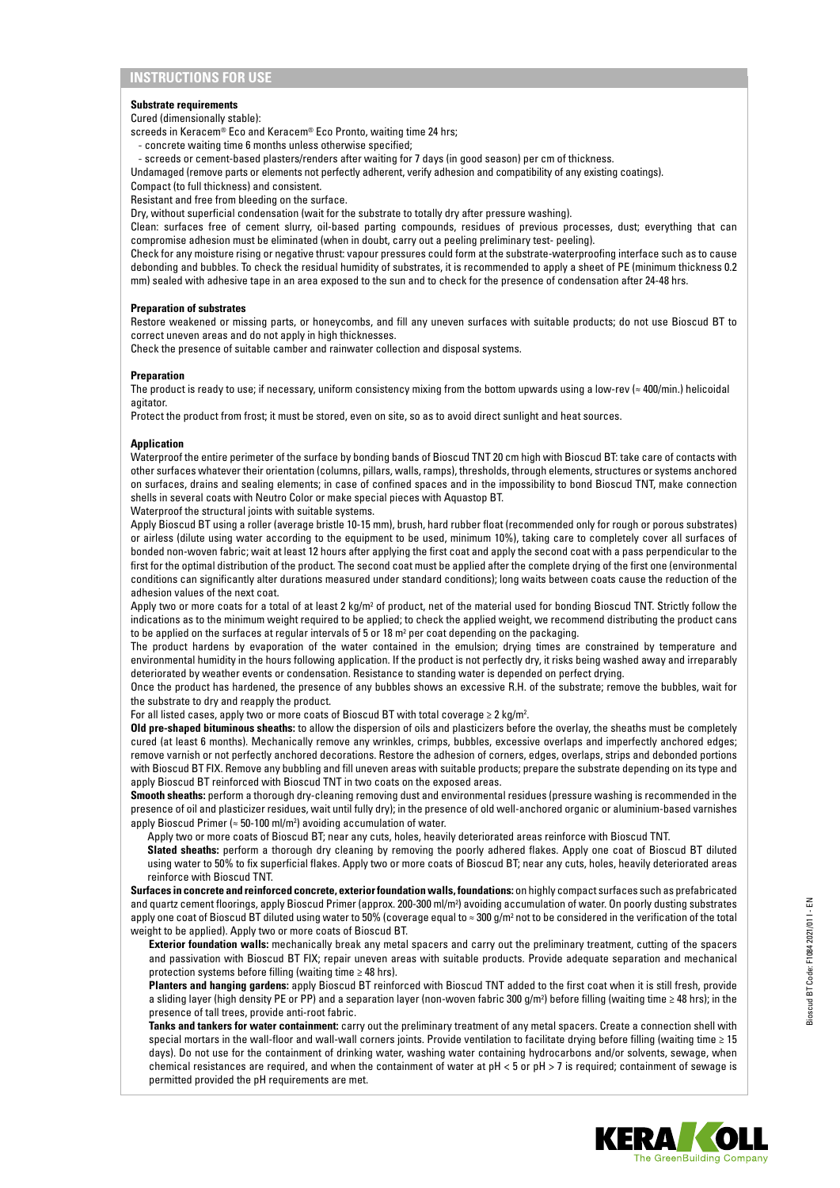## INSTRUCTIONS FOR USE

**Substrate requirements**

Cured (dimensionally stable):

screeds in Keracem® Eco and Keracem® Eco Pronto, waiting time 24 hrs;

- concrete waiting time 6 months unless otherwise specified;
- screeds or cement-based plasters/renders after waiting for 7 days (in good season) per cm of thickness.

Undamaged (remove parts or elements not perfectly adherent, verify adhesion and compatibility of any existing coatings).

Compact (to full thickness) and consistent.

Resistant and free from bleeding on the surface.

Dry, without superficial condensation (wait for the substrate to totally dry after pressure washing).

Clean: surfaces free of cement slurry, oil-based parting compounds, residues of previous processes, dust; everything that can compromise adhesion must be eliminated (when in doubt, carry out a peeling preliminary test- peeling).

Check for any moisture rising or negative thrust: vapour pressures could form at the substrate-waterproofing interface such as to cause debonding and bubbles. To check the residual humidity of substrates, it is recommended to apply a sheet of PE (minimum thickness 0.2 mm) sealed with adhesive tape in an area exposed to the sun and to check for the presence of condensation after 24-48 hrs.

**Preparation of substrates**

Restore weakened or missing parts, or honeycombs, and fill any uneven surfaces with suitable products; do not use Bioscud BT to correct uneven areas and do not apply in high thicknesses.

Check the presence of suitable camber and rainwater collection and disposal systems.

**Preparation**

The product is ready to use; if necessary, uniform consistency mixing from the bottom upwards using a low-rev (≈ 400/min.) helicoidal agitator.

Protect the product from frost; it must be stored, even on site, so as to avoid direct sunlight and heat sources.

**Application**

Waterproof the entire perimeter of the surface by bonding bands of Bioscud TNT 20 cm high with Bioscud BT: take care of contacts with other surfaces whatever their orientation (columns, pillars, walls, ramps), thresholds, through elements, structures or systems anchored on surfaces, drains and sealing elements; in case of confined spaces and in the impossibility to bond Bioscud TNT, make connection shells in several coats with Neutro Color or make special pieces with Aquastop BT.

Waterproof the structural joints with suitable systems.

Apply Bioscud BT using a roller (average bristle 10-15 mm), brush, hard rubber float (recommended only for rough or porous substrates) or airless (dilute using water according to the equipment to be used, minimum 10%), taking care to completely cover all surfaces of bonded non-woven fabric; wait at least 12 hours after applying the first coat and apply the second coat with a pass perpendicular to the first for the optimal distribution of the product. The second coat must be applied after the complete drying of the first one (environmental conditions can significantly alter durations measured under standard conditions); long waits between coats cause the reduction of the adhesion values of the next coat.

Apply two or more coats for a total of at least 2 kg/m² of product, net of the material used for bonding Bioscud TNT. Strictly follow the indications as to the minimum weight required to be applied; to check the applied weight, we recommend distributing the product cans to be applied on the surfaces at regular intervals of 5 or 18 m² per coat depending on the packaging.

The product hardens by evaporation of the water contained in the emulsion; drying times are constrained by temperature and environmental humidity in the hours following application. If the product is not perfectly dry, it risks being washed away and irreparably deteriorated by weather events or condensation. Resistance to standing water is depended on perfect drying.

Once the product has hardened, the presence of any bubbles shows an excessive R.H. of the substrate; remove the bubbles, wait for the substrate to dry and reapply the product.

For all listed cases, apply two or more coats of Bioscud BT with total coverage ≥ 2 kg/m².

**Old pre-shaped bituminous sheaths:** to allow the dispersion of oils and plasticizers before the overlay, the sheaths must be completely cured (at least 6 months). Mechanically remove any wrinkles, crimps, bubbles, excessive overlaps and imperfectly anchored edges; remove varnish or not perfectly anchored decorations. Restore the adhesion of corners, edges, overlaps, strips and debonded portions with Bioscud BT FIX. Remove any bubbling and fill uneven areas with suitable products; prepare the substrate depending on its type and apply Bioscud BT reinforced with Bioscud TNT in two coats on the exposed areas.

**Smooth sheaths:** perform a thorough dry-cleaning removing dust and environmental residues (pressure washing is recommended in the presence of oil and plasticizer residues, wait until fully dry); in the presence of old well-anchored organic or aluminium-based varnishes apply Bioscud Primer (≈ 50-100 ml/m²) avoiding accumulation of water.

Apply two or more coats of Bioscud BT; near any cuts, holes, heavily deteriorated areas reinforce with Bioscud TNT.

**Slated sheaths:** perform a thorough dry cleaning by removing the poorly adhered flakes. Apply one coat of Bioscud BT diluted using water to 50% to fix superficial flakes. Apply two or more coats of Bioscud BT; near any cuts, holes, heavily deteriorated areas reinforce with Bioscud TNT.

**Surfaces in concrete and reinforced concrete, exterior foundation walls, foundations:** on highly compact surfaces such as prefabricated and quartz cement floorings, apply Bioscud Primer (approx. 200-300 ml/m²) avoiding accumulation of water. On poorly dusting substrates apply one coat of Bioscud BT diluted using water to 50% (coverage equal to ≈ 300 g/m² not to be considered in the verification of the total weight to be applied). Apply two or more coats of Bioscud BT.

**Exterior foundation walls:** mechanically break any metal spacers and carry out the preliminary treatment, cutting of the spacers and passivation with Bioscud BT FIX; repair uneven areas with suitable products. Provide adequate separation and mechanical protection systems before filling (waiting time ≥ 48 hrs).

**Planters and hanging gardens:** apply Bioscud BT reinforced with Bioscud TNT added to the first coat when it is still fresh, provide a sliding layer (high density PE or PP) and a separation layer (non-woven fabric 300 g/m²) before filling (waiting time ≥ 48 hrs); in the presence of tall trees, provide anti-root fabric.

**Tanks and tankers for water containment:** carry out the preliminary treatment of any metal spacers. Create a connection shell with special mortars in the wall-floor and wall-wall corners joints. Provide ventilation to facilitate drying before filling (waiting time ≥ 15 days). Do not use for the containment of drinking water, washing water containing hydrocarbons and/or solvents, sewage, when chemical resistances are required, and when the containment of water at pH < 5 or pH > 7 is required; containment of sewage is permitted provided the pH requirements are met.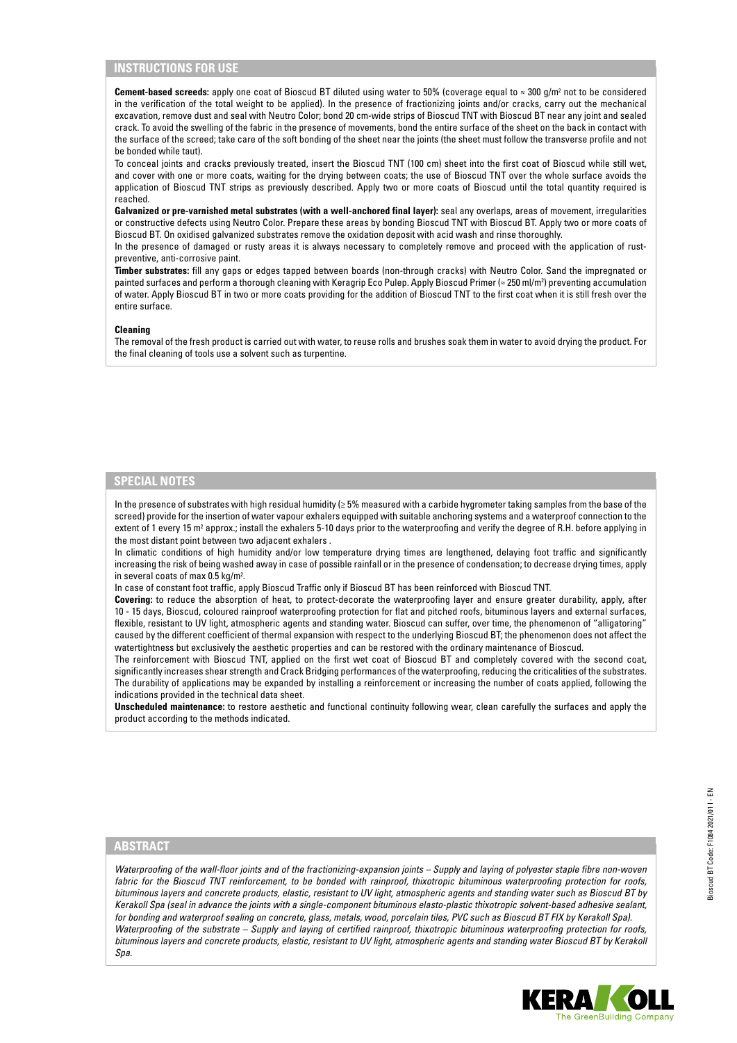## INSTRUCTIONS FOR USE

**Cement-based screeds:** apply one coat of Bioscud BT diluted using water to 50% (coverage equal to ≈ 300 g/m² not to be considered in the verification of the total weight to be applied). In the presence of fractionizing joints and/or cracks, carry out the mechanical excavation, remove dust and seal with Neutro Color; bond 20 cm-wide strips of Bioscud TNT with Bioscud BT near any joint and sealed crack. To avoid the swelling of the fabric in the presence of movements, bond the entire surface of the sheet on the back in contact with the surface of the screed; take care of the soft bonding of the sheet near the joints (the sheet must follow the transverse profile and not be bonded while taut).

To conceal joints and cracks previously treated, insert the Bioscud TNT (100 cm) sheet into the first coat of Bioscud while still wet, and cover with one or more coats, waiting for the drying between coats; the use of Bioscud TNT over the whole surface avoids the application of Bioscud TNT strips as previously described. Apply two or more coats of Bioscud until the total quantity required is reached.

**Galvanized or pre-varnished metal substrates (with a well-anchored final layer):** seal any overlaps, areas of movement, irregularities or constructive defects using Neutro Color. Prepare these areas by bonding Bioscud TNT with Bioscud BT. Apply two or more coats of Bioscud BT. On oxidised galvanized substrates remove the oxidation deposit with acid wash and rinse thoroughly.

In the presence of damaged or rusty areas it is always necessary to completely remove and proceed with the application of rust-preventive, anti-corrosive paint.

**Timber substrates:** fill any gaps or edges tapped between boards (non-through cracks) with Neutro Color. Sand the impregnated or painted surfaces and perform a thorough cleaning with Keragrip Eco Pulep. Apply Bioscud Primer (≈ 250 ml/m²) preventing accumulation of water. Apply Bioscud BT in two or more coats providing for the addition of Bioscud TNT to the first coat when it is still fresh over the entire surface.

**Cleaning**

The removal of the fresh product is carried out with water, to reuse rolls and brushes soak them in water to avoid drying the product. For the final cleaning of tools use a solvent such as turpentine.

## SPECIAL NOTES

In the presence of substrates with high residual humidity (≥ 5% measured with a carbide hygrometer taking samples from the base of the screed) provide for the insertion of water vapour exhalers equipped with suitable anchoring systems and a waterproof connection to the extent of 1 every 15 m² approx.; install the exhalers 5-10 days prior to the waterproofing and verify the degree of R.H. before applying in the most distant point between two adjacent exhalers .

In climatic conditions of high humidity and/or low temperature drying times are lengthened, delaying foot traffic and significantly increasing the risk of being washed away in case of possible rainfall or in the presence of condensation; to decrease drying times, apply in several coats of max 0.5 kg/m².

In case of constant foot traffic, apply Bioscud Traffic only if Bioscud BT has been reinforced with Bioscud TNT.

**Covering:** to reduce the absorption of heat, to protect-decorate the waterproofing layer and ensure greater durability, apply, after 10 - 15 days, Bioscud, coloured rainproof waterproofing protection for flat and pitched roofs, bituminous layers and external surfaces, flexible, resistant to UV light, atmospheric agents and standing water. Bioscud can suffer, over time, the phenomenon of "alligatoring" caused by the different coefficient of thermal expansion with respect to the underlying Bioscud BT; the phenomenon does not affect the watertightness but exclusively the aesthetic properties and can be restored with the ordinary maintenance of Bioscud.

The reinforcement with Bioscud TNT, applied on the first wet coat of Bioscud BT and completely covered with the second coat, significantly increases shear strength and Crack Bridging performances of the waterproofing, reducing the criticalities of the substrates. The durability of applications may be expanded by installing a reinforcement or increasing the number of coats applied, following the indications provided in the technical data sheet.

**Unscheduled maintenance:** to restore aesthetic and functional continuity following wear, clean carefully the surfaces and apply the product according to the methods indicated.

## ABSTRACT

*Waterproofing of the wall-floor joints and of the fractionizing-expansion joints – Supply and laying of polyester staple fibre non-woven fabric for the Bioscud TNT reinforcement, to be bonded with rainproof, thixotropic bituminous waterproofing protection for roofs, bituminous layers and concrete products, elastic, resistant to UV light, atmospheric agents and standing water such as Bioscud BT by Kerakoll Spa (seal in advance the joints with a single-component bituminous elasto-plastic thixotropic solvent-based adhesive sealant, for bonding and waterproof sealing on concrete, glass, metals, wood, porcelain tiles, PVC such as Bioscud BT FIX by Kerakoll Spa).*

*Waterproofing of the substrate – Supply and laying of certified rainproof, thixotropic bituminous waterproofing protection for roofs, bituminous layers and concrete products, elastic, resistant to UV light, atmospheric agents and standing water Bioscud BT by Kerakoll Spa.*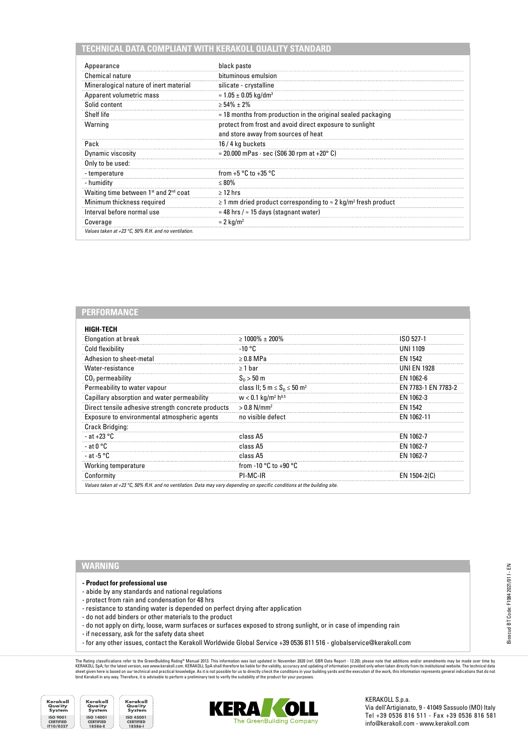## TECHNICAL DATA COMPLIANT WITH KERAKOLL QUALITY STANDARD

| | |
|---|---|
| Appearance | black paste |
| Chemical nature | bituminous emulsion |
| Mineralogical nature of inert material | silicate - crystalline |
| Apparent volumetric mass | ≈ 1.05 ± 0.05 kg/dm$^3$ |
| Solid content | ≥ 54% ± 2% |
| Shelf life | ≈ 18 months from production in the original sealed packaging |
| Warning | protect from frost and avoid direct exposure to sunlight and store away from sources of heat |
| Pack | 16 / 4 kg buckets |
| Dynamic viscosity | ≈ 20.000 mPas · sec (S06 30 rpm at +20° C) |
| Only to be used: | |
| - temperature | from +5 °C to +35 °C |
| - humidity | ≤ 80% |
| Waiting time between 1st and 2nd coat | ≥ 12 hrs |
| Minimum thickness required | ≥ 1 mm dried product corresponding to ≈ 2 kg/m$^2$ fresh product |
| Interval before normal use | ≈ 48 hrs / ≈ 15 days (stagnant water) |
| Coverage | ≈ 2 kg/m$^2$ |

*Values taken at +23 °C, 50% R.H. and no ventilation.*

## PERFORMANCE

| HIGH-TECH | | |
|---|---|---|
| Elongation at break | ≥ 1000% ± 200% | ISO 527-1 |
| Cold flexibility | -10 °C | UNI 1109 |
| Adhesion to sheet-metal | ≥ 0.8 MPa | EN 1542 |
| Water-resistance | ≥ 1 bar | UNI EN 1928 |
| $CO_2$ permeability | $S_D$ > 50 m | EN 1062-6 |
| Permeability to water vapour | class II; 5 m ≤ $S_D$ ≤ 50 m$^2$ | EN 7783-1 EN 7783-2 |
| Capillary absorption and water permeability | w < 0.1 kg/m$^2$ h$^{0.5}$ | EN 1062-3 |
| Direct tensile adhesive strength concrete products | > 0.8 N/mm$^2$ | EN 1542 |
| Exposure to environmental atmospheric agents | no visible defect | EN 1062-11 |
| Crack Bridging: | | |
| - at +23 °C | class A5 | EN 1062-7 |
| - at 0 °C | class A5 | EN 1062-7 |
| - at -5 °C | class A5 | EN 1062-7 |
| Working temperature | from -10 °C to +90 °C | |
| Conformity | PI-MC-IR | EN 1504-2(C) |

*Values taken at +23 °C, 50% R.H. and no ventilation. Data may vary depending on specific conditions at the building site.*

## WARNING

- **Product for professional use**
- abide by any standards and national regulations
- protect from rain and condensation for 48 hrs
- resistance to standing water is depended on perfect drying after application
- do not add binders or other materials to the product
- do not apply on dirty, loose, warm surfaces or surfaces exposed to strong sunlight, or in case of impending rain
- if necessary, ask for the safety data sheet
- for any other issues, contact the Kerakoll Worldwide Global Service +39 0536 811 516 - globalservice@kerakoll.com

The Rating classifications refer to the GreenBuilding Rating® Manual 2013. This information was last updated in November 2020 (ref. GBR Data Report - 12.20); please note that additions and/or amendments may be made over time by KERAKOLL SpA; for the latest version, see www.kerakoll.com. KERAKOLL SpA shall therefore be liable for the validity, accuracy and updating of information provided only when taken directly from its institutional website. The technical data sheet given here is based on our technical and practical knowledge. As it is not possible for us to directly check the conditions in your building yards and the execution of the work, this information represents general indications that do not bind Kerakoll in any way. Therefore, it is advisable to perform a preliminary test to verify the suitability of the product for your purposes.

Bioscud BT Code: F1084 2021/01 - EN

Kerakoll Quality System ISO 9001 CERTIFIED IT10/0327
Kerakoll Quality System ISO 14001 CERTIFIED 18586-E
Kerakoll Quality System ISO 45001 CERTIFIED 18586-I

KERAKOLL The GreenBuilding Company

KERAKOLL S.p.a.
Via dell'Artigianato, 9 - 41049 Sassuolo (MO) Italy
Tel +39 0536 816 511 - Fax +39 0536 816 581
info@kerakoll.com - www.kerakoll.com